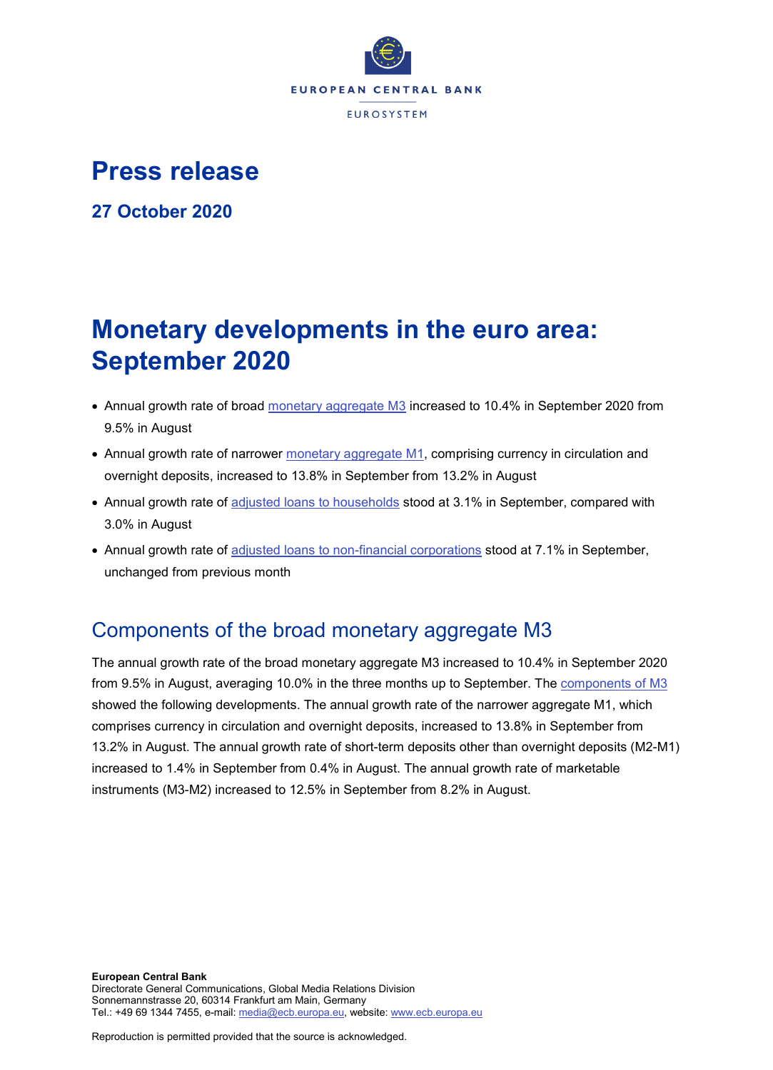EUROPEAN CENTRAL BANK

EUROSYSTEM

# Press release

**27 October 2020**

# Monetary developments in the euro area: September 2020

- Annual growth rate of broad monetary aggregate M3 increased to 10.4% in September 2020 from 9.5% in August
- Annual growth rate of narrower monetary aggregate M1, comprising currency in circulation and overnight deposits, increased to 13.8% in September from 13.2% in August
- Annual growth rate of adjusted loans to households stood at 3.1% in September, compared with 3.0% in August
- Annual growth rate of adjusted loans to non-financial corporations stood at 7.1% in September, unchanged from previous month

## Components of the broad monetary aggregate M3

The annual growth rate of the broad monetary aggregate M3 increased to 10.4% in September 2020 from 9.5% in August, averaging 10.0% in the three months up to September. The components of M3 showed the following developments. The annual growth rate of the narrower aggregate M1, which comprises currency in circulation and overnight deposits, increased to 13.8% in September from 13.2% in August. The annual growth rate of short-term deposits other than overnight deposits (M2-M1) increased to 1.4% in September from 0.4% in August. The annual growth rate of marketable instruments (M3-M2) increased to 12.5% in September from 8.2% in August.

**European Central Bank**
Directorate General Communications, Global Media Relations Division
Sonnemannstrasse 20, 60314 Frankfurt am Main, Germany
Tel.: +49 69 1344 7455, e-mail: media@ecb.europa.eu, website: www.ecb.europa.eu

Reproduction is permitted provided that the source is acknowledged.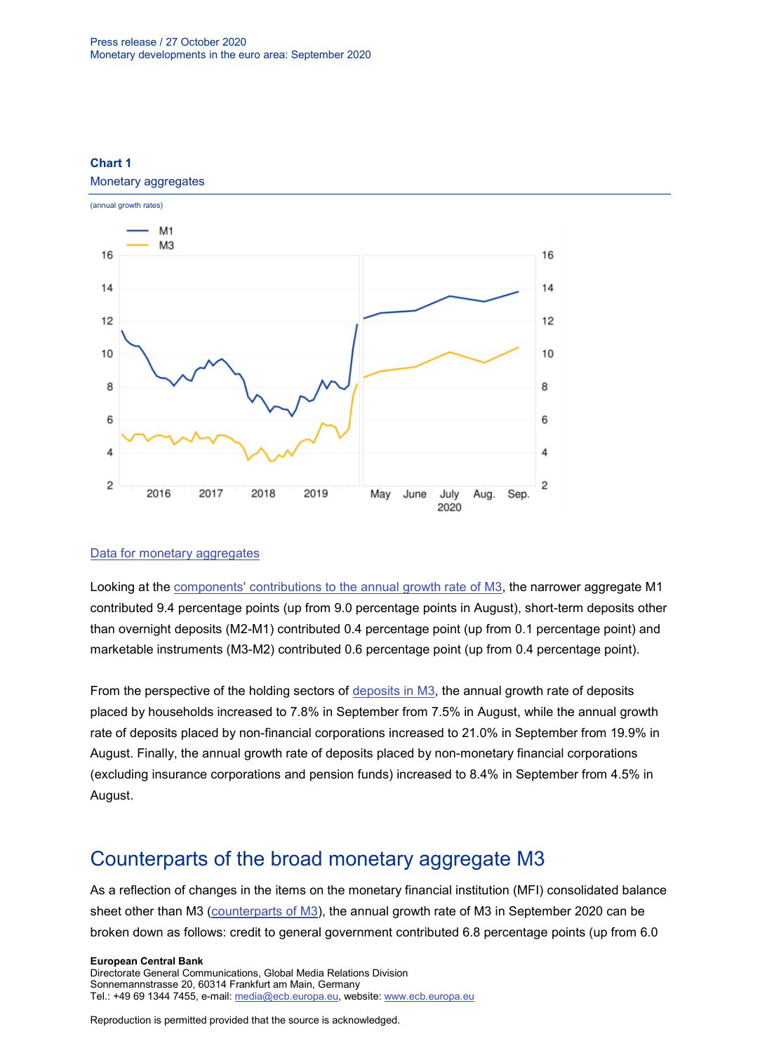**Chart 1**

Monetary aggregates

(annual growth rates)

[Data for monetary aggregates](#)

Looking at the [components' contributions to the annual growth rate of M3](#), the narrower aggregate M1 contributed 9.4 percentage points (up from 9.0 percentage points in August), short-term deposits other than overnight deposits (M2-M1) contributed 0.4 percentage point (up from 0.1 percentage point) and marketable instruments (M3-M2) contributed 0.6 percentage point (up from 0.4 percentage point).

From the perspective of the holding sectors of [deposits in M3](#), the annual growth rate of deposits placed by households increased to 7.8% in September from 7.5% in August, while the annual growth rate of deposits placed by non-financial corporations increased to 21.0% in September from 19.9% in August. Finally, the annual growth rate of deposits placed by non-monetary financial corporations (excluding insurance corporations and pension funds) increased to 8.4% in September from 4.5% in August.

## Counterparts of the broad monetary aggregate M3

As a reflection of changes in the items on the monetary financial institution (MFI) consolidated balance sheet other than M3 ([counterparts of M3](#)), the annual growth rate of M3 in September 2020 can be broken down as follows: credit to general government contributed 6.8 percentage points (up from 6.0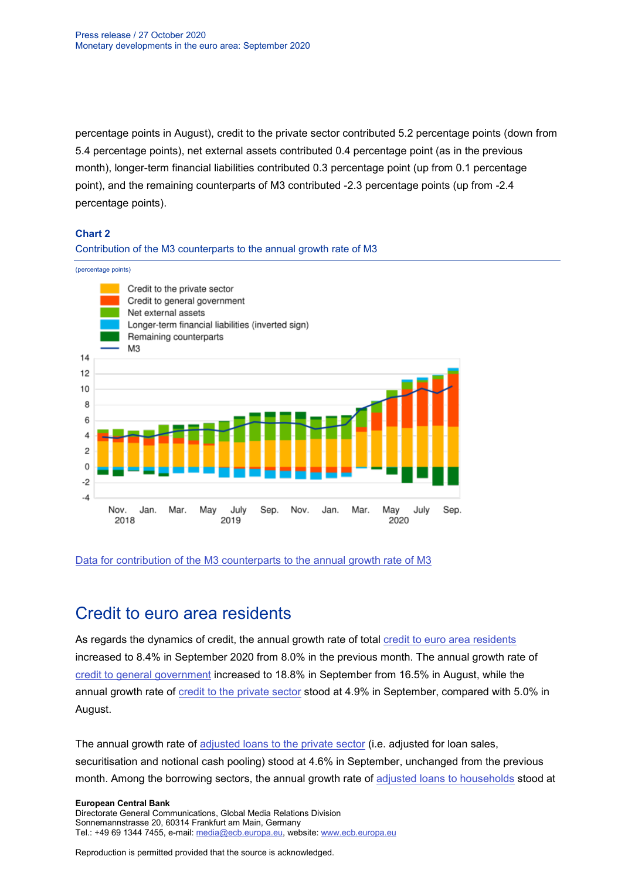percentage points in August), credit to the private sector contributed 5.2 percentage points (down from 5.4 percentage points), net external assets contributed 0.4 percentage point (as in the previous month), longer-term financial liabilities contributed 0.3 percentage point (up from 0.1 percentage point), and the remaining counterparts of M3 contributed -2.3 percentage points (up from -2.4 percentage points).

**Chart 2**

Contribution of the M3 counterparts to the annual growth rate of M3

(percentage points)

Data for contribution of the M3 counterparts to the annual growth rate of M3

## Credit to euro area residents

As regards the dynamics of credit, the annual growth rate of total credit to euro area residents increased to 8.4% in September 2020 from 8.0% in the previous month. The annual growth rate of credit to general government increased to 18.8% in September from 16.5% in August, while the annual growth rate of credit to the private sector stood at 4.9% in September, compared with 5.0% in August.

The annual growth rate of adjusted loans to the private sector (i.e. adjusted for loan sales, securitisation and notional cash pooling) stood at 4.6% in September, unchanged from the previous month. Among the borrowing sectors, the annual growth rate of adjusted loans to households stood at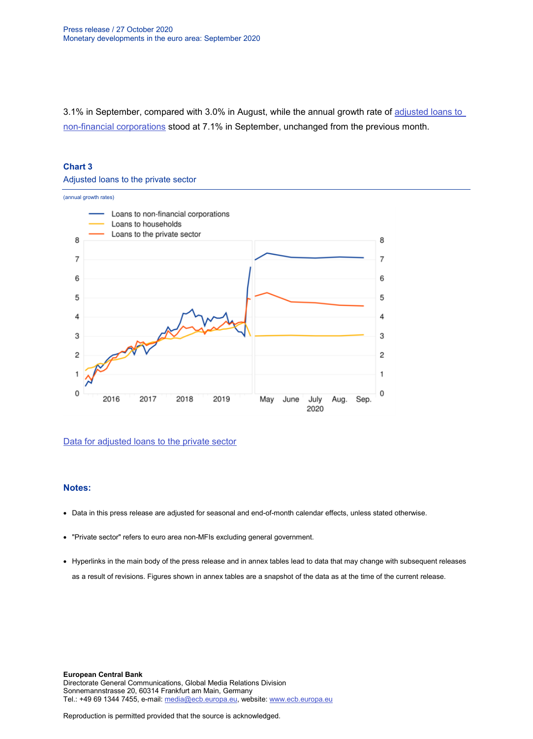3.1% in September, compared with 3.0% in August, while the annual growth rate of adjusted loans to non-financial corporations stood at 7.1% in September, unchanged from the previous month.

### Chart 3

Adjusted loans to the private sector

(annual growth rates)

Loans to non-financial corporations
Loans to households
Loans to the private sector

8
7
6
5
4
3
2
1
0

2016
2017
2018
2019

May
June
July
Aug.
Sep.
2020

Data for adjusted loans to the private sector

### Notes:

- Data in this press release are adjusted for seasonal and end-of-month calendar effects, unless stated otherwise.
- "Private sector" refers to euro area non-MFIs excluding general government.
- Hyperlinks in the main body of the press release and in annex tables lead to data that may change with subsequent releases as a result of revisions. Figures shown in annex tables are a snapshot of the data as at the time of the current release.

**European Central Bank**
Directorate General Communications, Global Media Relations Division
Sonnemannstrasse 20, 60314 Frankfurt am Main, Germany
Tel.: +49 69 1344 7455, e-mail: media@ecb.europa.eu, website: www.ecb.europa.eu

Reproduction is permitted provided that the source is acknowledged.